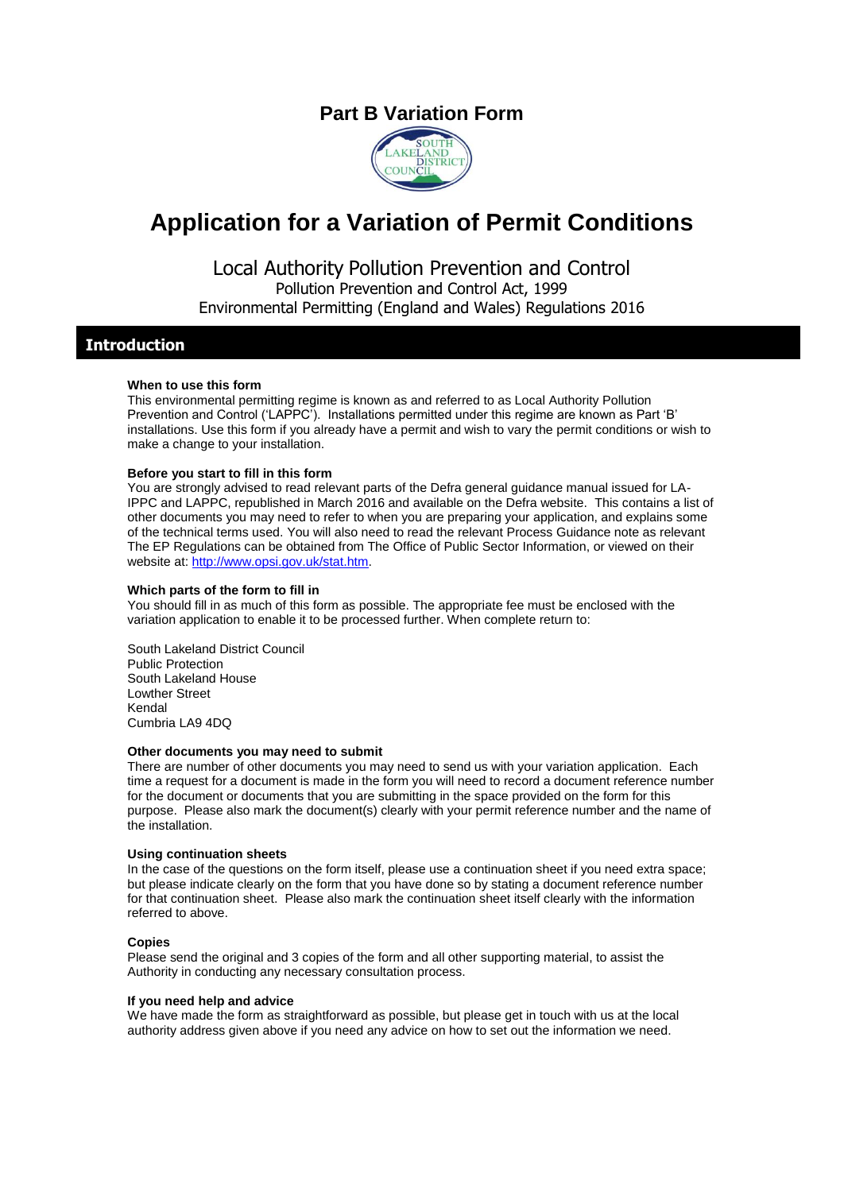# Part B Variation Form

# Application for a Variation of Permit Conditions

## Local Authority Pollution Prevention and Control

Pollution Prevention and Control Act, 1999
Environmental Permitting (England and Wales) Regulations 2016

## Introduction

**When to use this form**
This environmental permitting regime is known as and referred to as Local Authority Pollution Prevention and Control ('LAPPC'). Installations permitted under this regime are known as Part 'B' installations. Use this form if you already have a permit and wish to vary the permit conditions or wish to make a change to your installation.

**Before you start to fill in this form**
You are strongly advised to read relevant parts of the Defra general guidance manual issued for LA-IPPC and LAPPC, republished in March 2016 and available on the Defra website. This contains a list of other documents you may need to refer to when you are preparing your application, and explains some of the technical terms used. You will also need to read the relevant Process Guidance note as relevant The EP Regulations can be obtained from The Office of Public Sector Information, or viewed on their website at: http://www.opsi.gov.uk/stat.htm.

**Which parts of the form to fill in**
You should fill in as much of this form as possible. The appropriate fee must be enclosed with the variation application to enable it to be processed further. When complete return to:

South Lakeland District Council
Public Protection
South Lakeland House
Lowther Street
Kendal
Cumbria LA9 4DQ

**Other documents you may need to submit**
There are number of other documents you may need to send us with your variation application. Each time a request for a document is made in the form you will need to record a document reference number for the document or documents that you are submitting in the space provided on the form for this purpose. Please also mark the document(s) clearly with your permit reference number and the name of the installation.

**Using continuation sheets**
In the case of the questions on the form itself, please use a continuation sheet if you need extra space; but please indicate clearly on the form that you have done so by stating a document reference number for that continuation sheet. Please also mark the continuation sheet itself clearly with the information referred to above.

**Copies**
Please send the original and 3 copies of the form and all other supporting material, to assist the Authority in conducting any necessary consultation process.

**If you need help and advice**
We have made the form as straightforward as possible, but please get in touch with us at the local authority address given above if you need any advice on how to set out the information we need.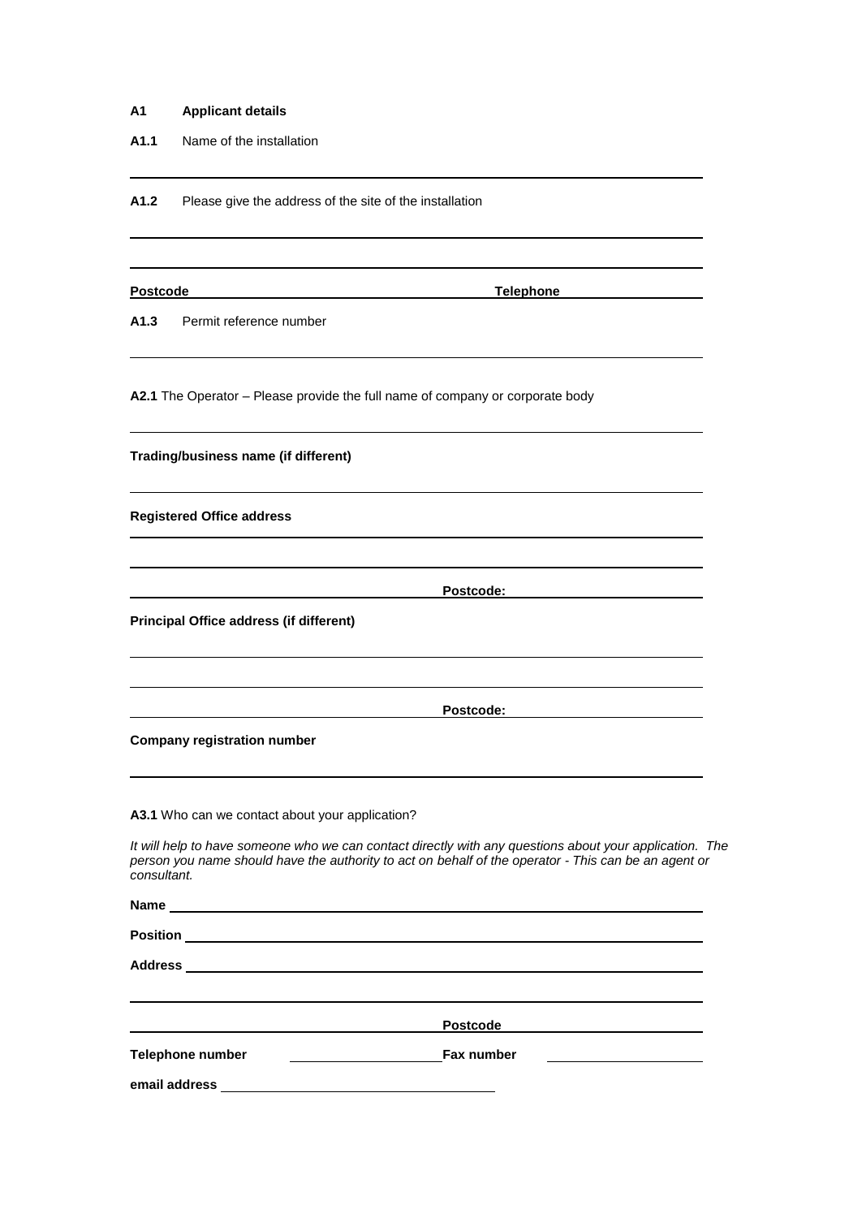**A1 Applicant details**

**A1.1** Name of the installation

**A1.2** Please give the address of the site of the installation

**Postcode** **Telephone**

**A1.3** Permit reference number

**A2.1** The Operator – Please provide the full name of company or corporate body

**Trading/business name (if different)**

**Registered Office address**

**Postcode:**

**Principal Office address (if different)**

**Postcode:**

**Company registration number**

**A3.1** Who can we contact about your application?

*It will help to have someone who we can contact directly with any questions about your application. The person you name should have the authority to act on behalf of the operator - This can be an agent or consultant.*

**Name**

**Position**

**Address**

**Postcode**

**Telephone number** **Fax number**

**email address**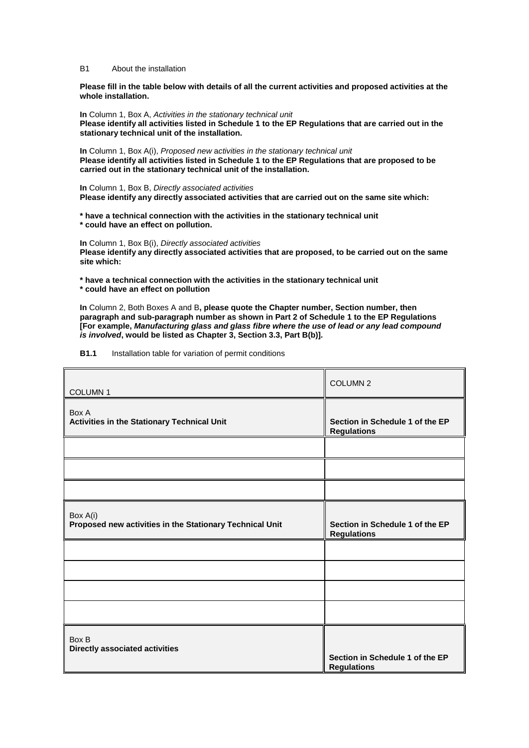B1 About the installation

**Please fill in the table below with details of all the current activities and proposed activities at the whole installation.**

**In** Column 1, Box A, *Activities in the stationary technical unit*
**Please identify all activities listed in Schedule 1 to the EP Regulations that are carried out in the stationary technical unit of the installation.**

**In** Column 1, Box A(i), *Proposed new activities in the stationary technical unit*
**Please identify all activities listed in Schedule 1 to the EP Regulations that are proposed to be carried out in the stationary technical unit of the installation.**

**In** Column 1, Box B, *Directly associated activities*
**Please identify any directly associated activities that are carried out on the same site which:**

**\* have a technical connection with the activities in the stationary technical unit**
**\* could have an effect on pollution.**

**In** Column 1, Box B(i), *Directly associated activities*
**Please identify any directly associated activities that are proposed, to be carried out on the same site which:**

**\* have a technical connection with the activities in the stationary technical unit**
**\* could have an effect on pollution**

**In** Column 2, Both Boxes A and B**, please quote the Chapter number, Section number, then paragraph and sub-paragraph number as shown in Part 2 of Schedule 1 to the EP Regulations [For example,** ***Manufacturing glass and glass fibre where the use of lead or any lead compound is involved*****, would be listed as Chapter 3, Section 3.3, Part B(b)].**

**B1.1** Installation table for variation of permit conditions

| COLUMN 1 | COLUMN 2 |
|---|---|
| Box A<br>**Activities in the Stationary Technical Unit** | **Section in Schedule 1 of the EP Regulations** |
| | |
| | |
| | |
| Box A(i)<br>**Proposed new activities in the Stationary Technical Unit** | **Section in Schedule 1 of the EP Regulations** |
| | |
| | |
| | |
| | |
| Box B<br>**Directly associated activities** | **Section in Schedule 1 of the EP Regulations** |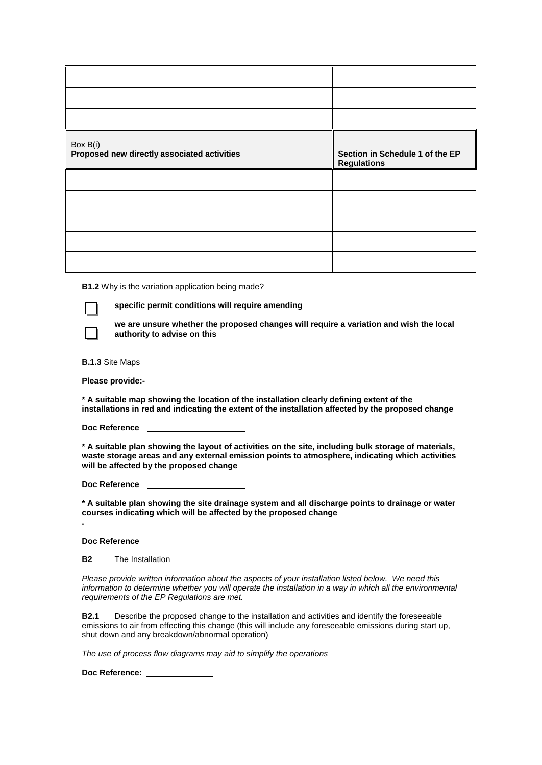| | |
|---|---|
| | |
| | |
| | |
| Box B(i)<br>**Proposed new directly associated activities** | **Section in Schedule 1 of the EP Regulations** |
| | |
| | |
| | |
| | |
| | |

**B1.2** Why is the variation application being made?

☐ **specific permit conditions will require amending**

☐ **we are unsure whether the proposed changes will require a variation and wish the local authority to advise on this**

**B.1.3** Site Maps

**Please provide:-**

**\* A suitable map showing the location of the installation clearly defining extent of the installations in red and indicating the extent of the installation affected by the proposed change**

**Doc Reference** ____________________

**\* A suitable plan showing the layout of activities on the site, including bulk storage of materials, waste storage areas and any external emission points to atmosphere, indicating which activities will be affected by the proposed change**

**Doc Reference** ____________________

**\* A suitable plan showing the site drainage system and all discharge points to drainage or water courses indicating which will be affected by the proposed change**

**.**

**Doc Reference** ____________________

**B2** The Installation

*Please provide written information about the aspects of your installation listed below. We need this information to determine whether you will operate the installation in a way in which all the environmental requirements of the EP Regulations are met.*

**B2.1** Describe the proposed change to the installation and activities and identify the foreseeable emissions to air from effecting this change (this will include any foreseeable emissions during start up, shut down and any breakdown/abnormal operation)

*The use of process flow diagrams may aid to simplify the operations*

**Doc Reference:** ______________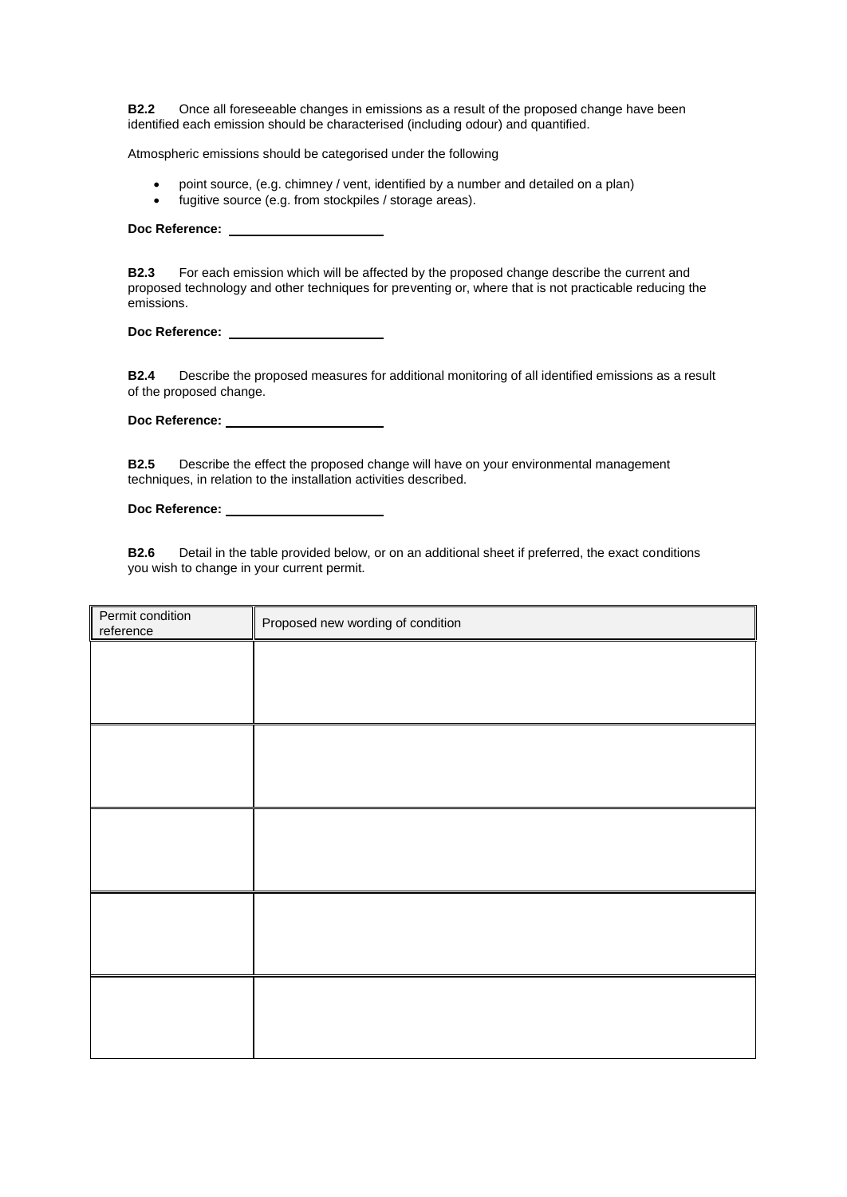**B2.2** Once all foreseeable changes in emissions as a result of the proposed change have been identified each emission should be characterised (including odour) and quantified.

Atmospheric emissions should be categorised under the following

- point source, (e.g. chimney / vent, identified by a number and detailed on a plan)
- fugitive source (e.g. from stockpiles / storage areas).

**Doc Reference:** \_\_\_\_\_\_\_\_\_\_\_\_\_\_\_\_\_\_\_\_

**B2.3** For each emission which will be affected by the proposed change describe the current and proposed technology and other techniques for preventing or, where that is not practicable reducing the emissions.

**Doc Reference:** \_\_\_\_\_\_\_\_\_\_\_\_\_\_\_\_\_\_\_\_

**B2.4** Describe the proposed measures for additional monitoring of all identified emissions as a result of the proposed change.

**Doc Reference:** \_\_\_\_\_\_\_\_\_\_\_\_\_\_\_\_\_\_\_\_

**B2.5** Describe the effect the proposed change will have on your environmental management techniques, in relation to the installation activities described.

**Doc Reference:** \_\_\_\_\_\_\_\_\_\_\_\_\_\_\_\_\_\_\_\_

**B2.6** Detail in the table provided below, or on an additional sheet if preferred, the exact conditions you wish to change in your current permit.

| Permit condition reference | Proposed new wording of condition |
|---|---|
| | |
| | |
| | |
| | |
| | |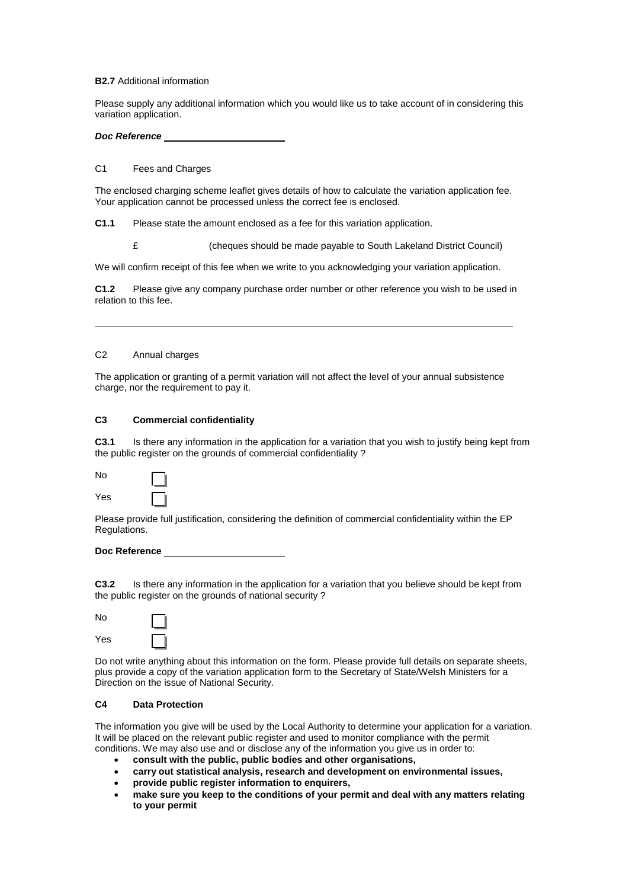**B2.7** Additional information

Please supply any additional information which you would like us to take account of in considering this variation application.

***Doc Reference*** ______________________

C1 Fees and Charges

The enclosed charging scheme leaflet gives details of how to calculate the variation application fee. Your application cannot be processed unless the correct fee is enclosed.

**C1.1** Please state the amount enclosed as a fee for this variation application.

£ (cheques should be made payable to South Lakeland District Council)

We will confirm receipt of this fee when we write to you acknowledging your variation application.

**C1.2** Please give any company purchase order number or other reference you wish to be used in relation to this fee.

______________________________________________________________________________

C2 Annual charges

The application or granting of a permit variation will not affect the level of your annual subsistence charge, nor the requirement to pay it.

**C3 Commercial confidentiality**

**C3.1** Is there any information in the application for a variation that you wish to justify being kept from the public register on the grounds of commercial confidentiality ?

No ☐

Yes ☐

Please provide full justification, considering the definition of commercial confidentiality within the EP Regulations.

**Doc Reference** ______________________

**C3.2** Is there any information in the application for a variation that you believe should be kept from the public register on the grounds of national security ?

No ☐

Yes ☐

Do not write anything about this information on the form. Please provide full details on separate sheets, plus provide a copy of the variation application form to the Secretary of State/Welsh Ministers for a Direction on the issue of National Security.

**C4 Data Protection**

The information you give will be used by the Local Authority to determine your application for a variation. It will be placed on the relevant public register and used to monitor compliance with the permit conditions. We may also use and or disclose any of the information you give us in order to:

- **consult with the public, public bodies and other organisations,**
- **carry out statistical analysis, research and development on environmental issues,**
- **provide public register information to enquirers,**
- **make sure you keep to the conditions of your permit and deal with any matters relating to your permit**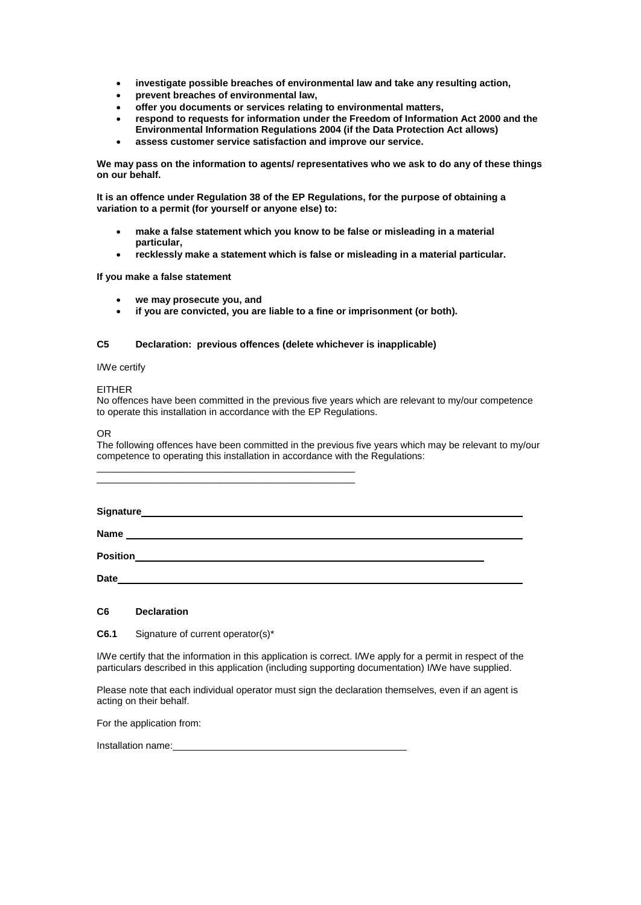- **investigate possible breaches of environmental law and take any resulting action,**
- **prevent breaches of environmental law,**
- **offer you documents or services relating to environmental matters,**
- **respond to requests for information under the Freedom of Information Act 2000 and the Environmental Information Regulations 2004 (if the Data Protection Act allows)**
- **assess customer service satisfaction and improve our service.**

**We may pass on the information to agents/ representatives who we ask to do any of these things on our behalf.**

**It is an offence under Regulation 38 of the EP Regulations, for the purpose of obtaining a variation to a permit (for yourself or anyone else) to:**

- **make a false statement which you know to be false or misleading in a material particular,**
- **recklessly make a statement which is false or misleading in a material particular.**

**If you make a false statement**

- **we may prosecute you, and**
- **if you are convicted, you are liable to a fine or imprisonment (or both).**

### C5 Declaration: previous offences (delete whichever is inapplicable)

I/We certify

EITHER
No offences have been committed in the previous five years which are relevant to my/our competence to operate this installation in accordance with the EP Regulations.

OR
The following offences have been committed in the previous five years which may be relevant to my/our competence to operating this installation in accordance with the Regulations:

\_\_\_\_\_\_\_\_\_\_\_\_\_\_\_\_\_\_\_\_\_\_\_\_\_\_\_\_\_\_\_\_\_\_\_\_\_\_\_\_\_\_\_\_\_\_\_\_
\_\_\_\_\_\_\_\_\_\_\_\_\_\_\_\_\_\_\_\_\_\_\_\_\_\_\_\_\_\_\_\_\_\_\_\_\_\_\_\_\_\_\_\_\_\_\_\_

**Signature**\_\_\_\_\_\_\_\_\_\_\_\_\_\_\_\_\_\_\_\_\_\_\_\_\_\_\_\_\_\_\_\_\_\_\_\_\_\_\_\_

**Name** \_\_\_\_\_\_\_\_\_\_\_\_\_\_\_\_\_\_\_\_\_\_\_\_\_\_\_\_\_\_\_\_\_\_\_\_\_\_\_\_

**Position**\_\_\_\_\_\_\_\_\_\_\_\_\_\_\_\_\_\_\_\_\_\_\_\_\_\_\_\_\_\_\_\_\_\_\_\_\_\_\_\_

**Date**\_\_\_\_\_\_\_\_\_\_\_\_\_\_\_\_\_\_\_\_\_\_\_\_\_\_\_\_\_\_\_\_\_\_\_\_\_\_\_\_

### C6 Declaration

**C6.1** Signature of current operator(s)*

I/We certify that the information in this application is correct. I/We apply for a permit in respect of the particulars described in this application (including supporting documentation) I/We have supplied.

Please note that each individual operator must sign the declaration themselves, even if an agent is acting on their behalf.

For the application from:

Installation name:\_\_\_\_\_\_\_\_\_\_\_\_\_\_\_\_\_\_\_\_\_\_\_\_\_\_\_\_\_\_\_\_\_\_\_\_\_\_\_\_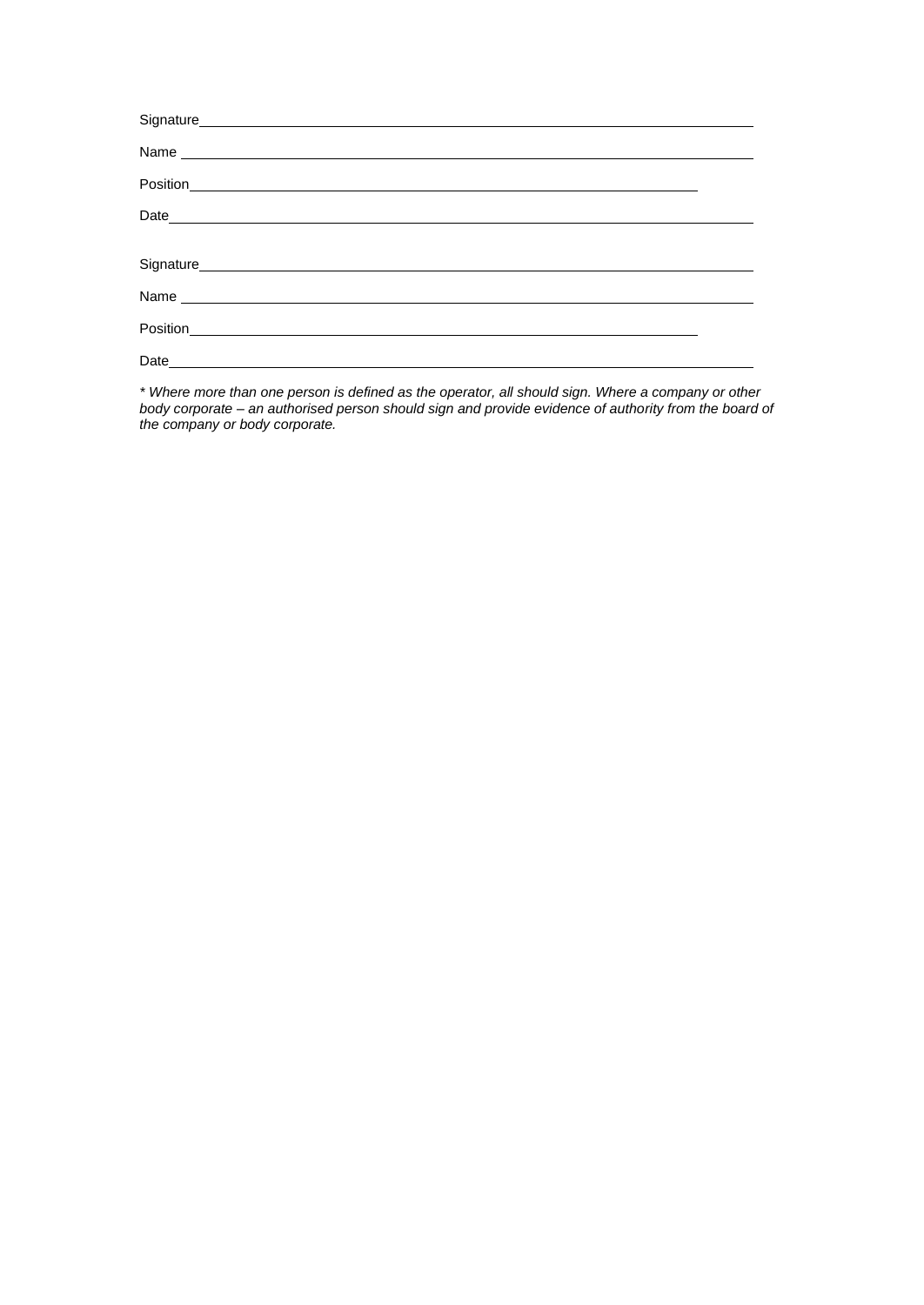Signature\_\_\_\_\_\_\_\_\_\_\_\_\_\_\_\_\_\_\_\_\_\_\_\_\_\_\_\_\_\_\_\_\_\_\_\_\_\_\_\_\_\_\_\_\_\_\_\_\_\_\_\_\_\_\_\_\_\_\_\_

Name \_\_\_\_\_\_\_\_\_\_\_\_\_\_\_\_\_\_\_\_\_\_\_\_\_\_\_\_\_\_\_\_\_\_\_\_\_\_\_\_\_\_\_\_\_\_\_\_\_\_\_\_\_\_\_\_\_\_\_\_\_\_\_\_

Position\_\_\_\_\_\_\_\_\_\_\_\_\_\_\_\_\_\_\_\_\_\_\_\_\_\_\_\_\_\_\_\_\_\_\_\_\_\_\_\_\_\_\_\_\_\_\_\_\_\_\_\_\_\_\_\_

Date\_\_\_\_\_\_\_\_\_\_\_\_\_\_\_\_\_\_\_\_\_\_\_\_\_\_\_\_\_\_\_\_\_\_\_\_\_\_\_\_\_\_\_\_\_\_\_\_\_\_\_\_\_\_\_\_\_\_\_\_\_\_\_\_\_\_

Signature\_\_\_\_\_\_\_\_\_\_\_\_\_\_\_\_\_\_\_\_\_\_\_\_\_\_\_\_\_\_\_\_\_\_\_\_\_\_\_\_\_\_\_\_\_\_\_\_\_\_\_\_\_\_\_\_\_\_\_\_

Name \_\_\_\_\_\_\_\_\_\_\_\_\_\_\_\_\_\_\_\_\_\_\_\_\_\_\_\_\_\_\_\_\_\_\_\_\_\_\_\_\_\_\_\_\_\_\_\_\_\_\_\_\_\_\_\_\_\_\_\_\_\_\_\_

Position\_\_\_\_\_\_\_\_\_\_\_\_\_\_\_\_\_\_\_\_\_\_\_\_\_\_\_\_\_\_\_\_\_\_\_\_\_\_\_\_\_\_\_\_\_\_\_\_\_\_\_\_\_\_\_\_

Date\_\_\_\_\_\_\_\_\_\_\_\_\_\_\_\_\_\_\_\_\_\_\_\_\_\_\_\_\_\_\_\_\_\_\_\_\_\_\_\_\_\_\_\_\_\_\_\_\_\_\_\_\_\_\_\_\_\_\_\_\_\_\_\_\_\_

*\* Where more than one person is defined as the operator, all should sign. Where a company or other body corporate – an authorised person should sign and provide evidence of authority from the board of the company or body corporate.*